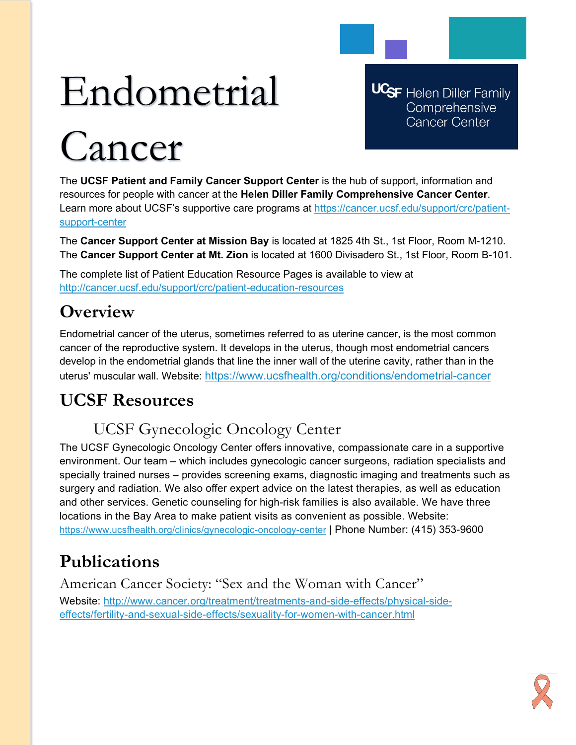# Endometrial Cancer

UCSF Helen Diller Family Comprehensive Cancer Center

The **UCSF Patient and Family Cancer Support Center** is the hub of support, information and resources for people with cancer at the **Helen Diller Family Comprehensive Cancer Center**. Learn more about UCSF's supportive care programs at https://cancer.ucsf.edu/support/crc/patient-support-center

The **Cancer Support Center at Mission Bay** is located at 1825 4th St., 1st Floor, Room M-1210. The **Cancer Support Center at Mt. Zion** is located at 1600 Divisadero St., 1st Floor, Room B-101.

The complete list of Patient Education Resource Pages is available to view at http://cancer.ucsf.edu/support/crc/patient-education-resources

## Overview

Endometrial cancer of the uterus, sometimes referred to as uterine cancer, is the most common cancer of the reproductive system. It develops in the uterus, though most endometrial cancers develop in the endometrial glands that line the inner wall of the uterine cavity, rather than in the uterus' muscular wall. Website: https://www.ucsfhealth.org/conditions/endometrial-cancer

## UCSF Resources

### UCSF Gynecologic Oncology Center

The UCSF Gynecologic Oncology Center offers innovative, compassionate care in a supportive environment. Our team – which includes gynecologic cancer surgeons, radiation specialists and specially trained nurses – provides screening exams, diagnostic imaging and treatments such as surgery and radiation. We also offer expert advice on the latest therapies, as well as education and other services. Genetic counseling for high-risk families is also available. We have three locations in the Bay Area to make patient visits as convenient as possible. Website: https://www.ucsfhealth.org/clinics/gynecologic-oncology-center | Phone Number: (415) 353-9600

## Publications

### American Cancer Society: "Sex and the Woman with Cancer"

Website: http://www.cancer.org/treatment/treatments-and-side-effects/physical-side-effects/fertility-and-sexual-side-effects/sexuality-for-women-with-cancer.html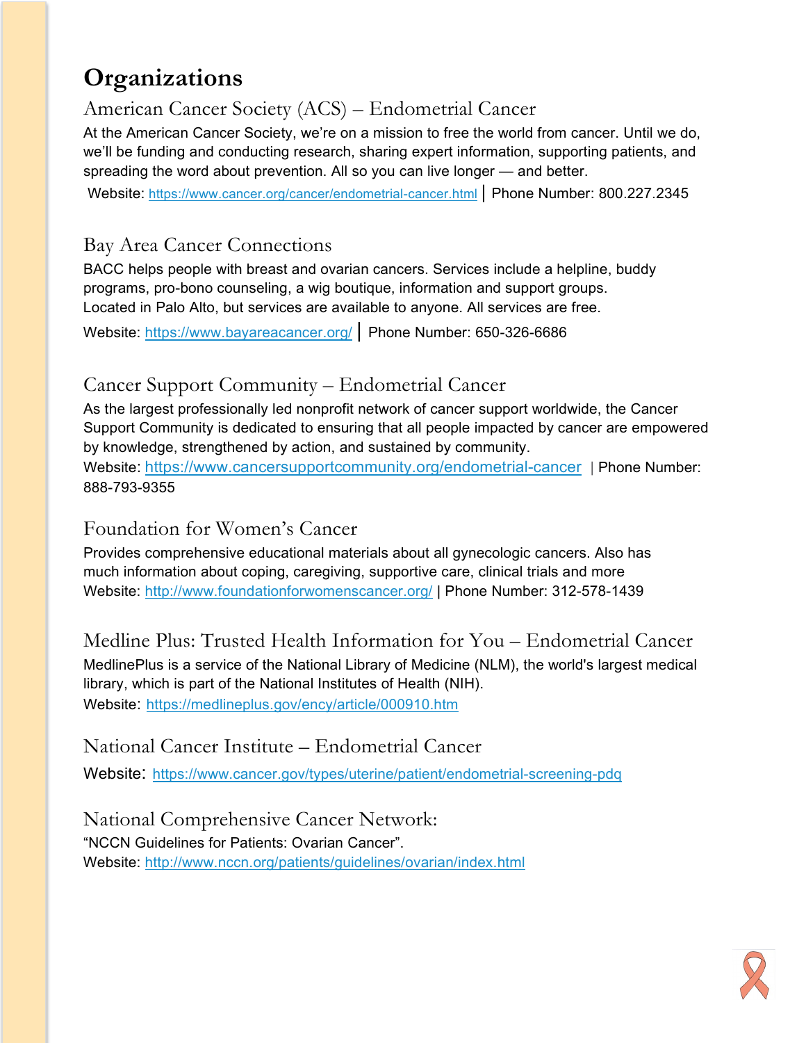# Organizations

## American Cancer Society (ACS) – Endometrial Cancer

At the American Cancer Society, we're on a mission to free the world from cancer. Until we do, we'll be funding and conducting research, sharing expert information, supporting patients, and spreading the word about prevention. All so you can live longer — and better.

Website: https://www.cancer.org/cancer/endometrial-cancer.html | Phone Number: 800.227.2345

## Bay Area Cancer Connections

BACC helps people with breast and ovarian cancers. Services include a helpline, buddy programs, pro-bono counseling, a wig boutique, information and support groups. Located in Palo Alto, but services are available to anyone. All services are free.

Website: https://www.bayareacancer.org/ | Phone Number: 650-326-6686

## Cancer Support Community – Endometrial Cancer

As the largest professionally led nonprofit network of cancer support worldwide, the Cancer Support Community is dedicated to ensuring that all people impacted by cancer are empowered by knowledge, strengthened by action, and sustained by community.

Website: https://www.cancersupportcommunity.org/endometrial-cancer | Phone Number: 888-793-9355

## Foundation for Women's Cancer

Provides comprehensive educational materials about all gynecologic cancers. Also has much information about coping, caregiving, supportive care, clinical trials and more

Website: http://www.foundationforwomenscancer.org/ | Phone Number: 312-578-1439

## Medline Plus: Trusted Health Information for You – Endometrial Cancer

MedlinePlus is a service of the National Library of Medicine (NLM), the world's largest medical library, which is part of the National Institutes of Health (NIH).

Website: https://medlineplus.gov/ency/article/000910.htm

## National Cancer Institute – Endometrial Cancer

Website: https://www.cancer.gov/types/uterine/patient/endometrial-screening-pdq

## National Comprehensive Cancer Network:

"NCCN Guidelines for Patients: Ovarian Cancer".

Website: http://www.nccn.org/patients/guidelines/ovarian/index.html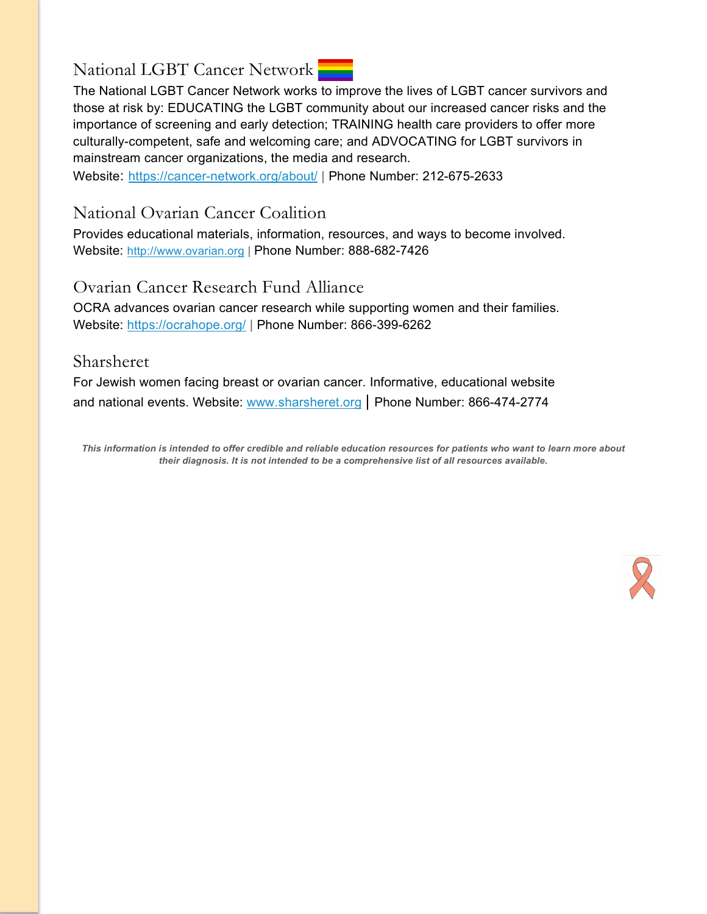## National LGBT Cancer Network

The National LGBT Cancer Network works to improve the lives of LGBT cancer survivors and those at risk by: EDUCATING the LGBT community about our increased cancer risks and the importance of screening and early detection; TRAINING health care providers to offer more culturally-competent, safe and welcoming care; and ADVOCATING for LGBT survivors in mainstream cancer organizations, the media and research.

Website: https://cancer-network.org/about/ | Phone Number: 212-675-2633

## National Ovarian Cancer Coalition

Provides educational materials, information, resources, and ways to become involved.
Website: http://www.ovarian.org | Phone Number: 888-682-7426

## Ovarian Cancer Research Fund Alliance

OCRA advances ovarian cancer research while supporting women and their families.
Website: https://ocrahope.org/ | Phone Number: 866-399-6262

## Sharsheret

For Jewish women facing breast or ovarian cancer. Informative, educational website and national events. Website: www.sharsheret.org | Phone Number: 866-474-2774

***This information is intended to offer credible and reliable education resources for patients who want to learn more about their diagnosis. It is not intended to be a comprehensive list of all resources available.***